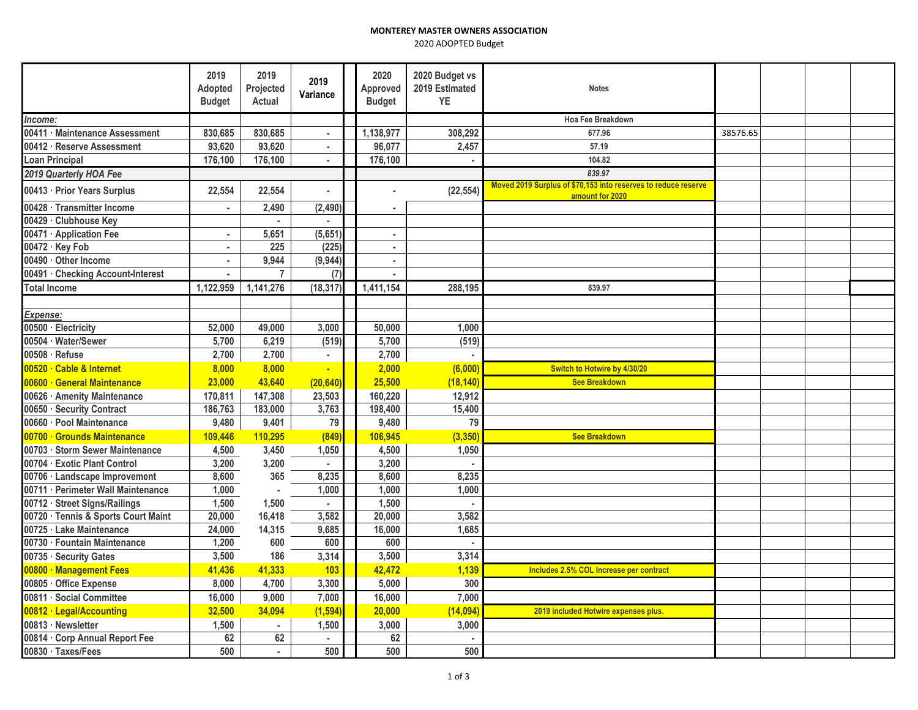**MONTEREY MASTER OWNERS ASSOCIATION**

2020 ADOPTED Budget

| | 2019 Adopted Budget | 2019 Projected Actual | 2019 Variance | | 2020 Approved Budget | 2020 Budget vs 2019 Estimated YE | Notes | | | | |
|---|---|---|---|---|---|---|---|---|---|---|---|
| *Income:* | | | | | | | Hoa Fee Breakdown | | | | |
| 00411 · Maintenance Assessment | 830,685 | 830,685 | - | | 1,138,977 | 308,292 | 677.96 | 38576.65 | | | |
| 00412 · Reserve Assessment | 93,620 | 93,620 | - | | 96,077 | 2,457 | 57.19 | | | | |
| Loan Principal | 176,100 | 176,100 | - | | 176,100 | - | 104.82 | | | | |
| *2019 Quarterly HOA Fee* | | | | | | | *839.97* | | | | |
| 00413 · Prior Years Surplus | 22,554 | 22,554 | - | | - | (22,554) | Moved 2019 Surplus of $70,153 into reserves to reduce reserve amount for 2020 | | | | |
| 00428 · Transmitter Income | - | 2,490 | (2,490) | | - | | | | | | |
| 00429 · Clubhouse Key | | - | - | | | | | | | | |
| 00471 · Application Fee | - | 5,651 | (5,651) | | - | | | | | | |
| 00472 · Key Fob | - | 225 | (225) | | - | | | | | | |
| 00490 · Other Income | - | 9,944 | (9,944) | | - | | | | | | |
| 00491 · Checking Account-Interest | - | 7 | (7) | | - | | | | | | |
| Total Income | 1,122,959 | 1,141,276 | (18,317) | | 1,411,154 | 288,195 | 839.97 | | | | |
| | | | | | | | | | | | |
| *Expense:* | | | | | | | | | | | |
| 00500 · Electricity | 52,000 | 49,000 | 3,000 | | 50,000 | 1,000 | | | | | |
| 00504 · Water/Sewer | 5,700 | 6,219 | (519) | | 5,700 | (519) | | | | | |
| 00508 · Refuse | 2,700 | 2,700 | - | | 2,700 | - | | | | | |
| 00520 · Cable & Internet | 8,000 | 8,000 | - | | 2,000 | (6,000) | Switch to Hotwire by 4/30/20 | | | | |
| 00600 · General Maintenance | 23,000 | 43,640 | (20,640) | | 25,500 | (18,140) | See Breakdown | | | | |
| 00626 · Amenity Maintenance | 170,811 | 147,308 | 23,503 | | 160,220 | 12,912 | | | | | |
| 00650 · Security Contract | 186,763 | 183,000 | 3,763 | | 198,400 | 15,400 | | | | | |
| 00660 · Pool Maintenance | 9,480 | 9,401 | 79 | | 9,480 | 79 | | | | | |
| 00700 · Grounds Maintenance | 109,446 | 110,295 | (849) | | 106,945 | (3,350) | See Breakdown | | | | |
| 00703 · Storm Sewer Maintenance | 4,500 | 3,450 | 1,050 | | 4,500 | 1,050 | | | | | |
| 00704 · Exotic Plant Control | 3,200 | 3,200 | - | | 3,200 | - | | | | | |
| 00706 · Landscape Improvement | 8,600 | 365 | 8,235 | | 8,600 | 8,235 | | | | | |
| 00711 · Perimeter Wall Maintenance | 1,000 | - | 1,000 | | 1,000 | 1,000 | | | | | |
| 00712 · Street Signs/Railings | 1,500 | 1,500 | - | | 1,500 | - | | | | | |
| 00720 · Tennis & Sports Court Maint | 20,000 | 16,418 | 3,582 | | 20,000 | 3,582 | | | | | |
| 00725 · Lake Maintenance | 24,000 | 14,315 | 9,685 | | 16,000 | 1,685 | | | | | |
| 00730 · Fountain Maintenance | 1,200 | 600 | 600 | | 600 | - | | | | | |
| 00735 · Security Gates | 3,500 | 186 | 3,314 | | 3,500 | 3,314 | | | | | |
| 00800 · Management Fees | 41,436 | 41,333 | 103 | | 42,472 | 1,139 | Includes 2.5% COL Increase per contract | | | | |
| 00805 · Office Expense | 8,000 | 4,700 | 3,300 | | 5,000 | 300 | | | | | |
| 00811 · Social Committee | 16,000 | 9,000 | 7,000 | | 16,000 | 7,000 | | | | | |
| 00812 · Legal/Accounting | 32,500 | 34,094 | (1,594) | | 20,000 | (14,094) | 2019 included Hotwire expenses plus. | | | | |
| 00813 · Newsletter | 1,500 | - | 1,500 | | 3,000 | 3,000 | | | | | |
| 00814 · Corp Annual Report Fee | 62 | 62 | - | | 62 | - | | | | | |
| 00830 · Taxes/Fees | 500 | - | 500 | | 500 | 500 | | | | | |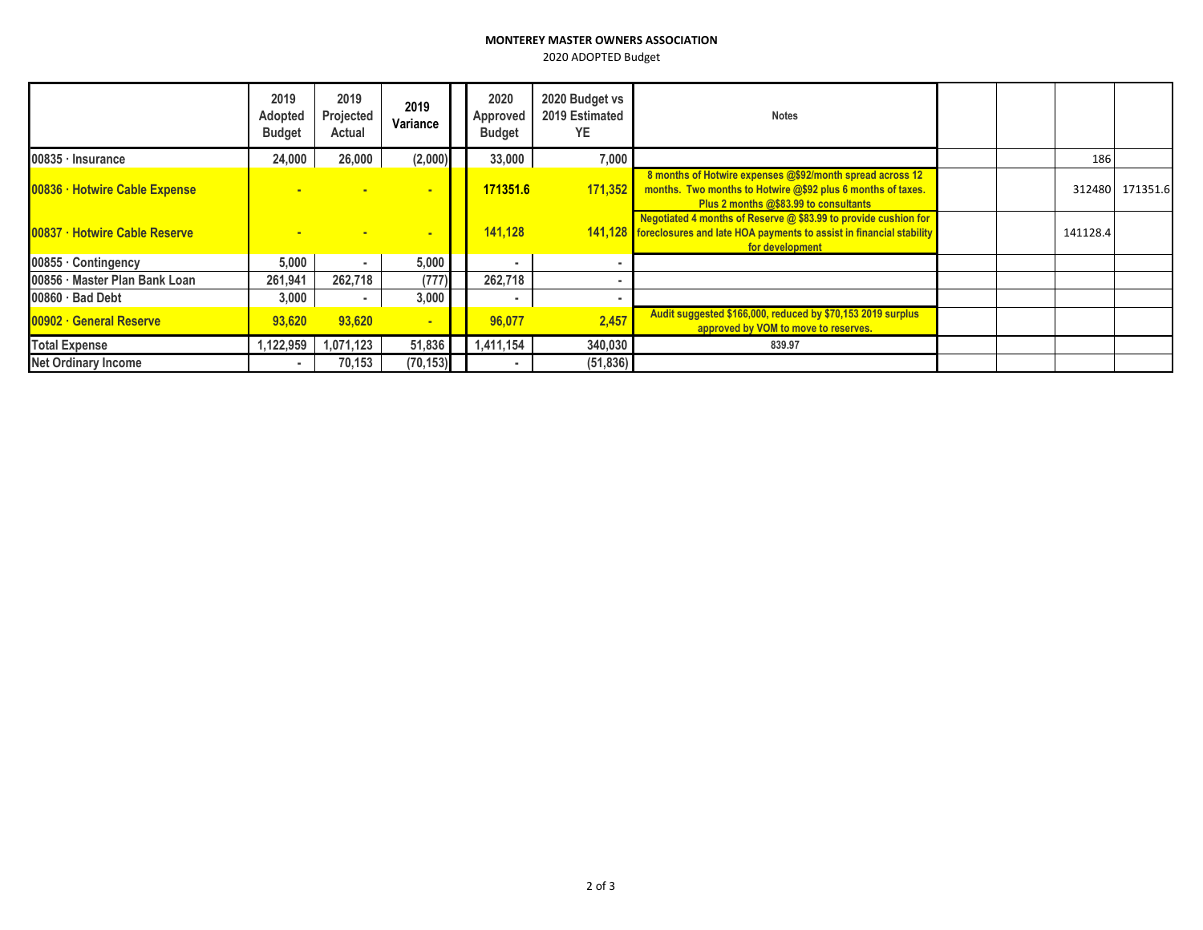**MONTEREY MASTER OWNERS ASSOCIATION**

2020 ADOPTED Budget

| | 2019 Adopted Budget | 2019 Projected Actual | 2019 Variance | | 2020 Approved Budget | 2020 Budget vs 2019 Estimated YE | Notes | | | | |
|---|---|---|---|---|---|---|---|---|---|---|---|
| 00835 · Insurance | 24,000 | 26,000 | (2,000) | | 33,000 | 7,000 | | | | 186 | |
| 00836 · Hotwire Cable Expense | - | - | - | | 171351.6 | 171,352 | 8 months of Hotwire expenses @$92/month spread across 12 months. Two months to Hotwire @$92 plus 6 months of taxes. Plus 2 months @$83.99 to consultants | | | 312480 | 171351.6 |
| 00837 · Hotwire Cable Reserve | - | - | - | | 141,128 | 141,128 | Negotiated 4 months of Reserve @ $83.99 to provide cushion for foreclosures and late HOA payments to assist in financial stability for development | | | 141128.4 | |
| 00855 · Contingency | 5,000 | - | 5,000 | | - | - | | | | | |
| 00856 · Master Plan Bank Loan | 261,941 | 262,718 | (777) | | 262,718 | - | | | | | |
| 00860 · Bad Debt | 3,000 | - | 3,000 | | - | - | | | | | |
| 00902 · General Reserve | 93,620 | 93,620 | - | | 96,077 | 2,457 | Audit suggested $166,000, reduced by $70,153 2019 surplus approved by VOM to move to reserves. | | | | |
| Total Expense | 1,122,959 | 1,071,123 | 51,836 | | 1,411,154 | 340,030 | 839.97 | | | | |
| Net Ordinary Income | - | 70,153 | (70,153) | | - | (51,836) | | | | | |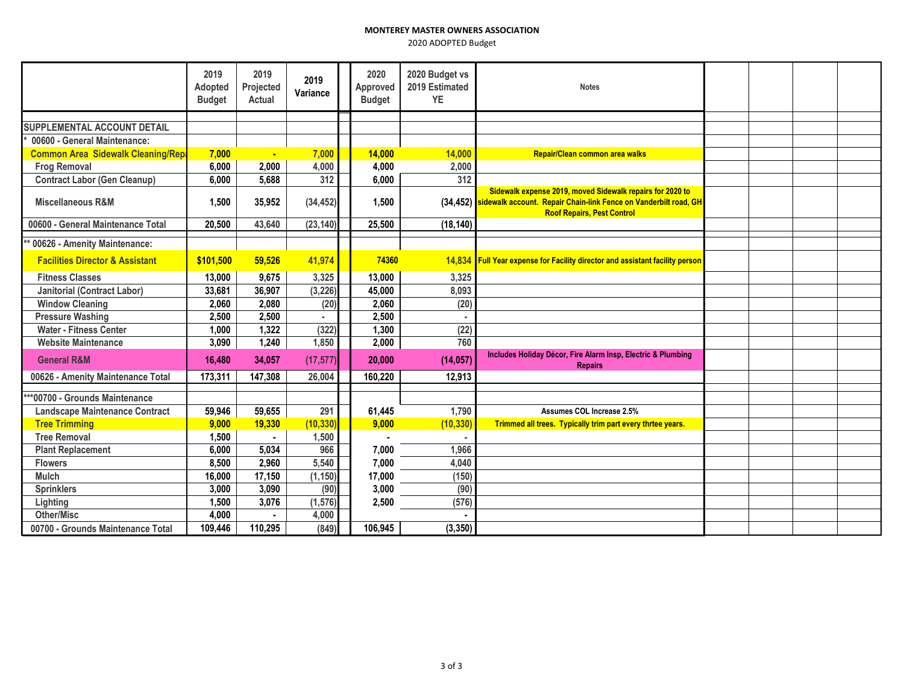**MONTEREY MASTER OWNERS ASSOCIATION**

2020 ADOPTED Budget

| | 2019 Adopted Budget | 2019 Projected Actual | 2019 Variance | 2020 Approved Budget | 2020 Budget vs 2019 Estimated YE | Notes |
|---|---|---|---|---|---|---|
| SUPPLEMENTAL ACCOUNT DETAIL | | | | | | |
| * 00600 - General Maintenance: | | | | | | |
| Common Area Sidewalk Cleaning/Rep | 7,000 | - | 7,000 | 14,000 | 14,000 | Repair/Clean common area walks |
| Frog Removal | 6,000 | 2,000 | 4,000 | 4,000 | 2,000 | |
| Contract Labor (Gen Cleanup) | 6,000 | 5,688 | 312 | 6,000 | 312 | |
| Miscellaneous R&M | 1,500 | 35,952 | (34,452) | 1,500 | (34,452) | Sidewalk expense 2019, moved Sidewalk repairs for 2020 to sidewalk account. Repair Chain-link Fence on Vanderbilt road, GH Roof Repairs, Pest Control |
| 00600 - General Maintenance Total | 20,500 | 43,640 | (23,140) | 25,500 | (18,140) | |
| ** 00626 - Amenity Maintenance: | | | | | | |
| Facilities Director & Assistant | $101,500 | 59,526 | 41,974 | 74360 | 14,834 | Full Year expense for Facility director and assistant facility person |
| Fitness Classes | 13,000 | 9,675 | 3,325 | 13,000 | 3,325 | |
| Janitorial (Contract Labor) | 33,681 | 36,907 | (3,226) | 45,000 | 8,093 | |
| Window Cleaning | 2,060 | 2,080 | (20) | 2,060 | (20) | |
| Pressure Washing | 2,500 | 2,500 | - | 2,500 | - | |
| Water - Fitness Center | 1,000 | 1,322 | (322) | 1,300 | (22) | |
| Website Maintenance | 3,090 | 1,240 | 1,850 | 2,000 | 760 | |
| General R&M | 16,480 | 34,057 | (17,577) | 20,000 | (14,057) | Includes Holiday Décor, Fire Alarm Insp, Electric & Plumbing Repairs |
| 00626 - Amenity Maintenance Total | 173,311 | 147,308 | 26,004 | 160,220 | 12,913 | |
| ***00700 - Grounds Maintenance | | | | | | |
| Landscape Maintenance Contract | 59,946 | 59,655 | 291 | 61,445 | 1,790 | Assumes COL Increase 2.5% |
| Tree Trimming | 9,000 | 19,330 | (10,330) | 9,000 | (10,330) | Trimmed all trees. Typically trim part every thrtee years. |
| Tree Removal | 1,500 | - | 1,500 | - | - | |
| Plant Replacement | 6,000 | 5,034 | 966 | 7,000 | 1,966 | |
| Flowers | 8,500 | 2,960 | 5,540 | 7,000 | 4,040 | |
| Mulch | 16,000 | 17,150 | (1,150) | 17,000 | (150) | |
| Sprinklers | 3,000 | 3,090 | (90) | 3,000 | (90) | |
| Lighting | 1,500 | 3,076 | (1,576) | 2,500 | (576) | |
| Other/Misc | 4,000 | - | 4,000 | | - | |
| 00700 - Grounds Maintenance Total | 109,446 | 110,295 | (849) | 106,945 | (3,350) | |